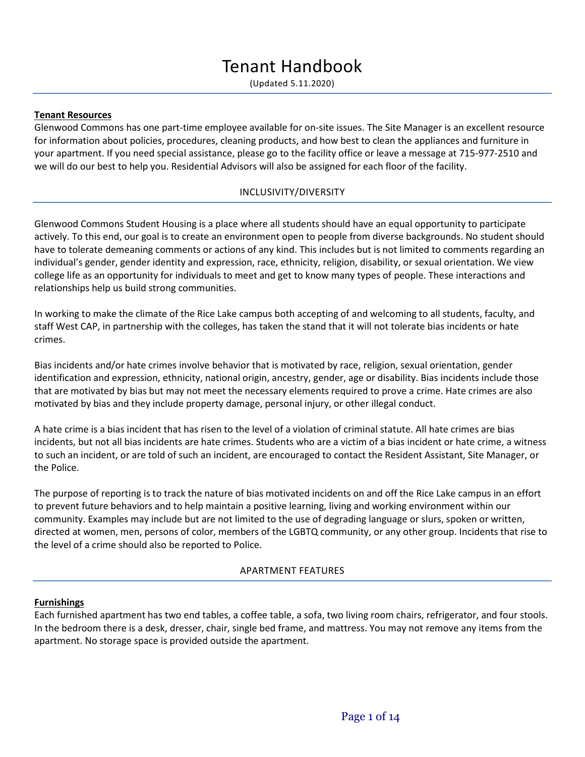# Tenant Handbook

(Updated 5.11.2020)

**Tenant Resources**

Glenwood Commons has one part-time employee available for on-site issues. The Site Manager is an excellent resource for information about policies, procedures, cleaning products, and how best to clean the appliances and furniture in your apartment. If you need special assistance, please go to the facility office or leave a message at 715-977-2510 and we will do our best to help you. Residential Advisors will also be assigned for each floor of the facility.

## INCLUSIVITY/DIVERSITY

Glenwood Commons Student Housing is a place where all students should have an equal opportunity to participate actively. To this end, our goal is to create an environment open to people from diverse backgrounds. No student should have to tolerate demeaning comments or actions of any kind. This includes but is not limited to comments regarding an individual's gender, gender identity and expression, race, ethnicity, religion, disability, or sexual orientation. We view college life as an opportunity for individuals to meet and get to know many types of people. These interactions and relationships help us build strong communities.

In working to make the climate of the Rice Lake campus both accepting of and welcoming to all students, faculty, and staff West CAP, in partnership with the colleges, has taken the stand that it will not tolerate bias incidents or hate crimes.

Bias incidents and/or hate crimes involve behavior that is motivated by race, religion, sexual orientation, gender identification and expression, ethnicity, national origin, ancestry, gender, age or disability. Bias incidents include those that are motivated by bias but may not meet the necessary elements required to prove a crime. Hate crimes are also motivated by bias and they include property damage, personal injury, or other illegal conduct.

A hate crime is a bias incident that has risen to the level of a violation of criminal statute. All hate crimes are bias incidents, but not all bias incidents are hate crimes. Students who are a victim of a bias incident or hate crime, a witness to such an incident, or are told of such an incident, are encouraged to contact the Resident Assistant, Site Manager, or the Police.

The purpose of reporting is to track the nature of bias motivated incidents on and off the Rice Lake campus in an effort to prevent future behaviors and to help maintain a positive learning, living and working environment within our community. Examples may include but are not limited to the use of degrading language or slurs, spoken or written, directed at women, men, persons of color, members of the LGBTQ community, or any other group. Incidents that rise to the level of a crime should also be reported to Police.

## APARTMENT FEATURES

**Furnishings**

Each furnished apartment has two end tables, a coffee table, a sofa, two living room chairs, refrigerator, and four stools. In the bedroom there is a desk, dresser, chair, single bed frame, and mattress. You may not remove any items from the apartment. No storage space is provided outside the apartment.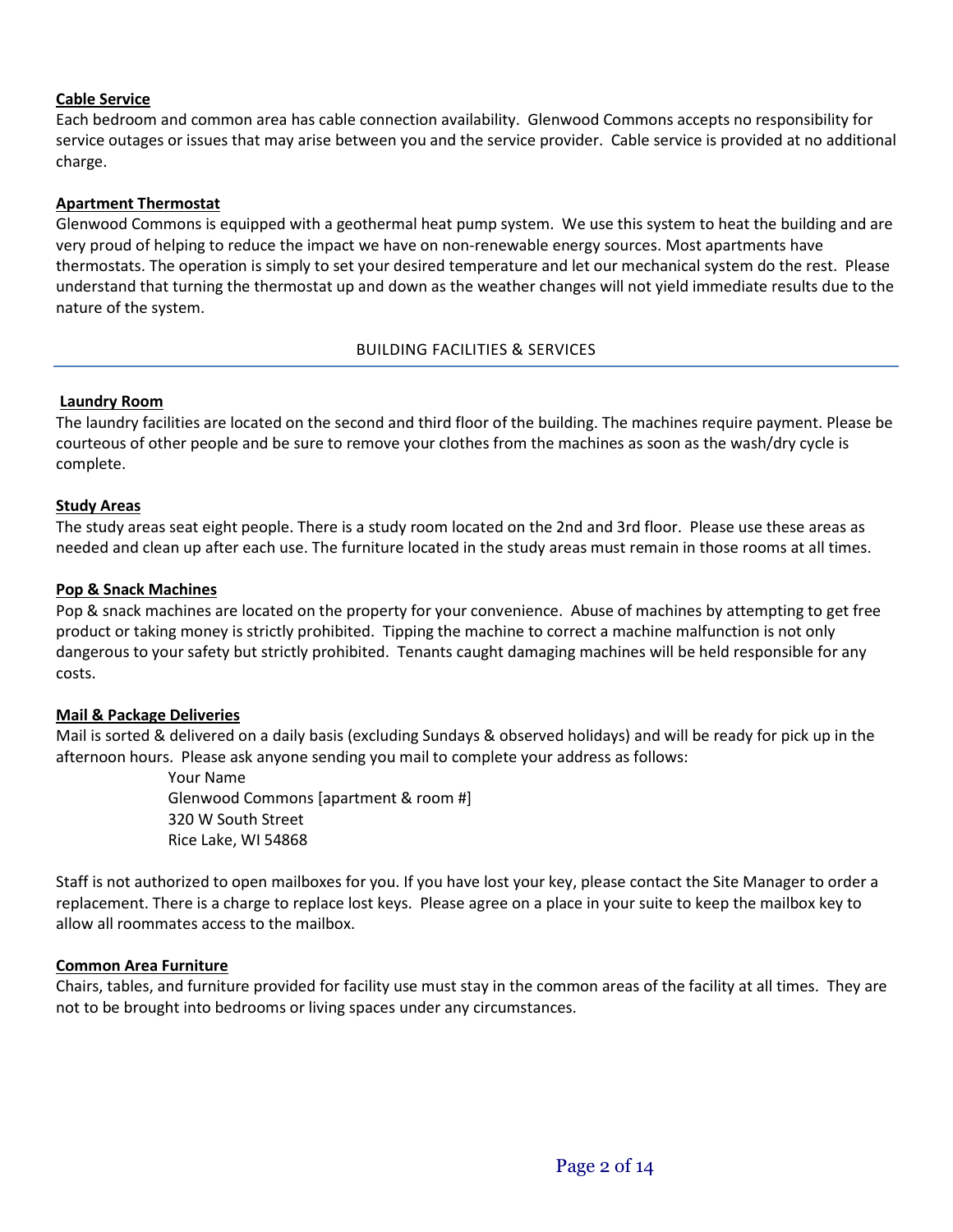### Cable Service

Each bedroom and common area has cable connection availability. Glenwood Commons accepts no responsibility for service outages or issues that may arise between you and the service provider. Cable service is provided at no additional charge.

### Apartment Thermostat

Glenwood Commons is equipped with a geothermal heat pump system. We use this system to heat the building and are very proud of helping to reduce the impact we have on non-renewable energy sources. Most apartments have thermostats. The operation is simply to set your desired temperature and let our mechanical system do the rest. Please understand that turning the thermostat up and down as the weather changes will not yield immediate results due to the nature of the system.

## BUILDING FACILITIES & SERVICES

### Laundry Room

The laundry facilities are located on the second and third floor of the building. The machines require payment. Please be courteous of other people and be sure to remove your clothes from the machines as soon as the wash/dry cycle is complete.

### Study Areas

The study areas seat eight people. There is a study room located on the 2nd and 3rd floor. Please use these areas as needed and clean up after each use. The furniture located in the study areas must remain in those rooms at all times.

### Pop & Snack Machines

Pop & snack machines are located on the property for your convenience. Abuse of machines by attempting to get free product or taking money is strictly prohibited. Tipping the machine to correct a machine malfunction is not only dangerous to your safety but strictly prohibited. Tenants caught damaging machines will be held responsible for any costs.

### Mail & Package Deliveries

Mail is sorted & delivered on a daily basis (excluding Sundays & observed holidays) and will be ready for pick up in the afternoon hours. Please ask anyone sending you mail to complete your address as follows:

> Your Name
> Glenwood Commons [apartment & room #]
> 320 W South Street
> Rice Lake, WI 54868

Staff is not authorized to open mailboxes for you. If you have lost your key, please contact the Site Manager to order a replacement. There is a charge to replace lost keys. Please agree on a place in your suite to keep the mailbox key to allow all roommates access to the mailbox.

### Common Area Furniture

Chairs, tables, and furniture provided for facility use must stay in the common areas of the facility at all times. They are not to be brought into bedrooms or living spaces under any circumstances.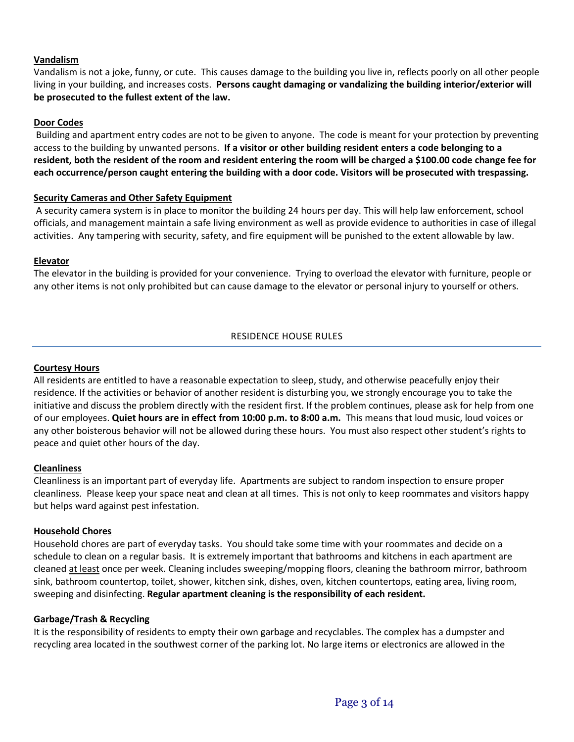**Vandalism**

Vandalism is not a joke, funny, or cute. This causes damage to the building you live in, reflects poorly on all other people living in your building, and increases costs. **Persons caught damaging or vandalizing the building interior/exterior will be prosecuted to the fullest extent of the law.**

**Door Codes**

Building and apartment entry codes are not to be given to anyone. The code is meant for your protection by preventing access to the building by unwanted persons. **If a visitor or other building resident enters a code belonging to a resident, both the resident of the room and resident entering the room will be charged a $100.00 code change fee for each occurrence/person caught entering the building with a door code. Visitors will be prosecuted with trespassing.**

**Security Cameras and Other Safety Equipment**

A security camera system is in place to monitor the building 24 hours per day. This will help law enforcement, school officials, and management maintain a safe living environment as well as provide evidence to authorities in case of illegal activities. Any tampering with security, safety, and fire equipment will be punished to the extent allowable by law.

**Elevator**

The elevator in the building is provided for your convenience. Trying to overload the elevator with furniture, people or any other items is not only prohibited but can cause damage to the elevator or personal injury to yourself or others.

## RESIDENCE HOUSE RULES

**Courtesy Hours**

All residents are entitled to have a reasonable expectation to sleep, study, and otherwise peacefully enjoy their residence. If the activities or behavior of another resident is disturbing you, we strongly encourage you to take the initiative and discuss the problem directly with the resident first. If the problem continues, please ask for help from one of our employees. **Quiet hours are in effect from 10:00 p.m. to 8:00 a.m.** This means that loud music, loud voices or any other boisterous behavior will not be allowed during these hours. You must also respect other student's rights to peace and quiet other hours of the day.

**Cleanliness**

Cleanliness is an important part of everyday life. Apartments are subject to random inspection to ensure proper cleanliness. Please keep your space neat and clean at all times. This is not only to keep roommates and visitors happy but helps ward against pest infestation.

**Household Chores**

Household chores are part of everyday tasks. You should take some time with your roommates and decide on a schedule to clean on a regular basis. It is extremely important that bathrooms and kitchens in each apartment are cleaned at least once per week. Cleaning includes sweeping/mopping floors, cleaning the bathroom mirror, bathroom sink, bathroom countertop, toilet, shower, kitchen sink, dishes, oven, kitchen countertops, eating area, living room, sweeping and disinfecting. **Regular apartment cleaning is the responsibility of each resident.**

**Garbage/Trash & Recycling**

It is the responsibility of residents to empty their own garbage and recyclables. The complex has a dumpster and recycling area located in the southwest corner of the parking lot. No large items or electronics are allowed in the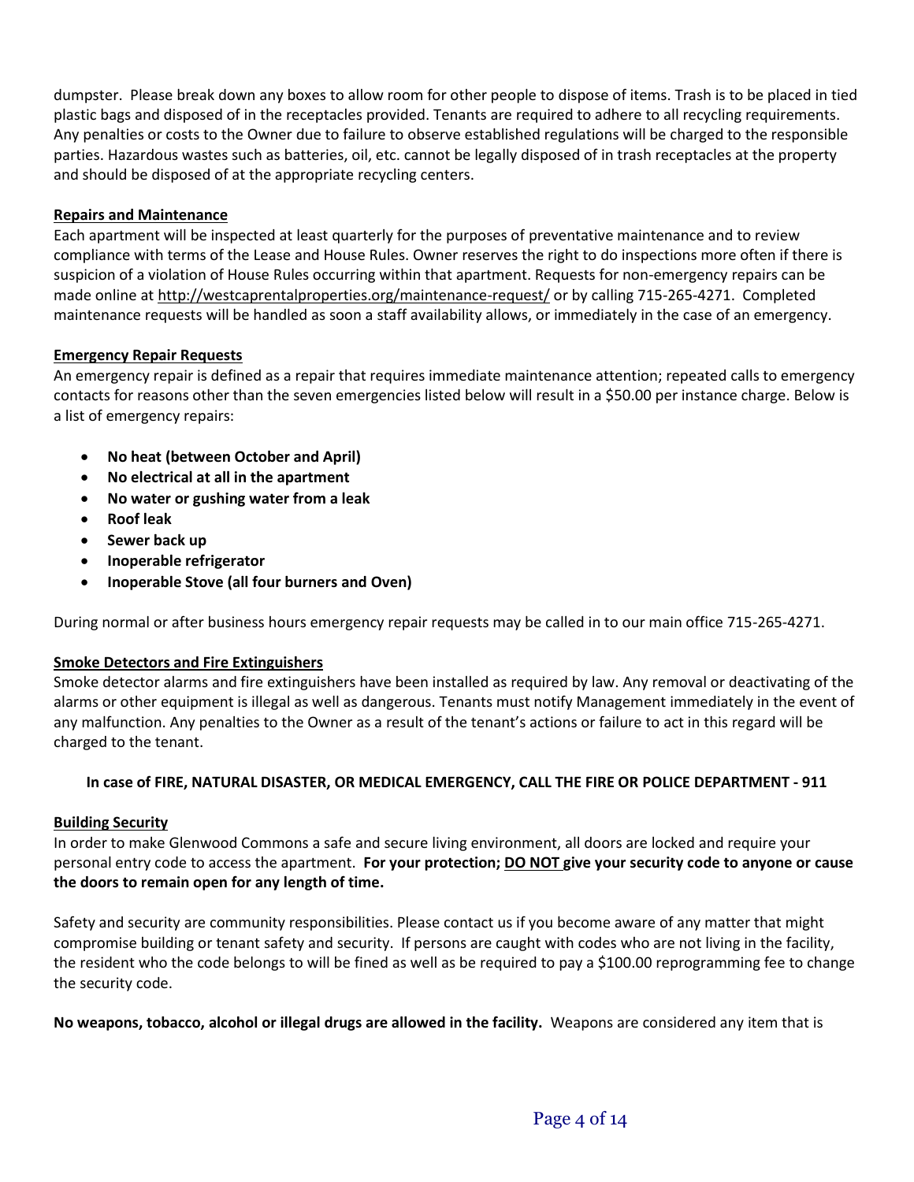dumpster. Please break down any boxes to allow room for other people to dispose of items. Trash is to be placed in tied plastic bags and disposed of in the receptacles provided. Tenants are required to adhere to all recycling requirements. Any penalties or costs to the Owner due to failure to observe established regulations will be charged to the responsible parties. Hazardous wastes such as batteries, oil, etc. cannot be legally disposed of in trash receptacles at the property and should be disposed of at the appropriate recycling centers.

**Repairs and Maintenance**

Each apartment will be inspected at least quarterly for the purposes of preventative maintenance and to review compliance with terms of the Lease and House Rules. Owner reserves the right to do inspections more often if there is suspicion of a violation of House Rules occurring within that apartment. Requests for non-emergency repairs can be made online at http://westcaprentalproperties.org/maintenance-request/ or by calling 715-265-4271. Completed maintenance requests will be handled as soon a staff availability allows, or immediately in the case of an emergency.

**Emergency Repair Requests**

An emergency repair is defined as a repair that requires immediate maintenance attention; repeated calls to emergency contacts for reasons other than the seven emergencies listed below will result in a $50.00 per instance charge. Below is a list of emergency repairs:

- **No heat (between October and April)**
- **No electrical at all in the apartment**
- **No water or gushing water from a leak**
- **Roof leak**
- **Sewer back up**
- **Inoperable refrigerator**
- **Inoperable Stove (all four burners and Oven)**

During normal or after business hours emergency repair requests may be called in to our main office 715-265-4271.

**Smoke Detectors and Fire Extinguishers**

Smoke detector alarms and fire extinguishers have been installed as required by law. Any removal or deactivating of the alarms or other equipment is illegal as well as dangerous. Tenants must notify Management immediately in the event of any malfunction. Any penalties to the Owner as a result of the tenant's actions or failure to act in this regard will be charged to the tenant.

**In case of FIRE, NATURAL DISASTER, OR MEDICAL EMERGENCY, CALL THE FIRE OR POLICE DEPARTMENT - 911**

**Building Security**

In order to make Glenwood Commons a safe and secure living environment, all doors are locked and require your personal entry code to access the apartment. **For your protection; DO NOT give your security code to anyone or cause the doors to remain open for any length of time.**

Safety and security are community responsibilities. Please contact us if you become aware of any matter that might compromise building or tenant safety and security. If persons are caught with codes who are not living in the facility, the resident who the code belongs to will be fined as well as be required to pay a $100.00 reprogramming fee to change the security code.

**No weapons, tobacco, alcohol or illegal drugs are allowed in the facility.** Weapons are considered any item that is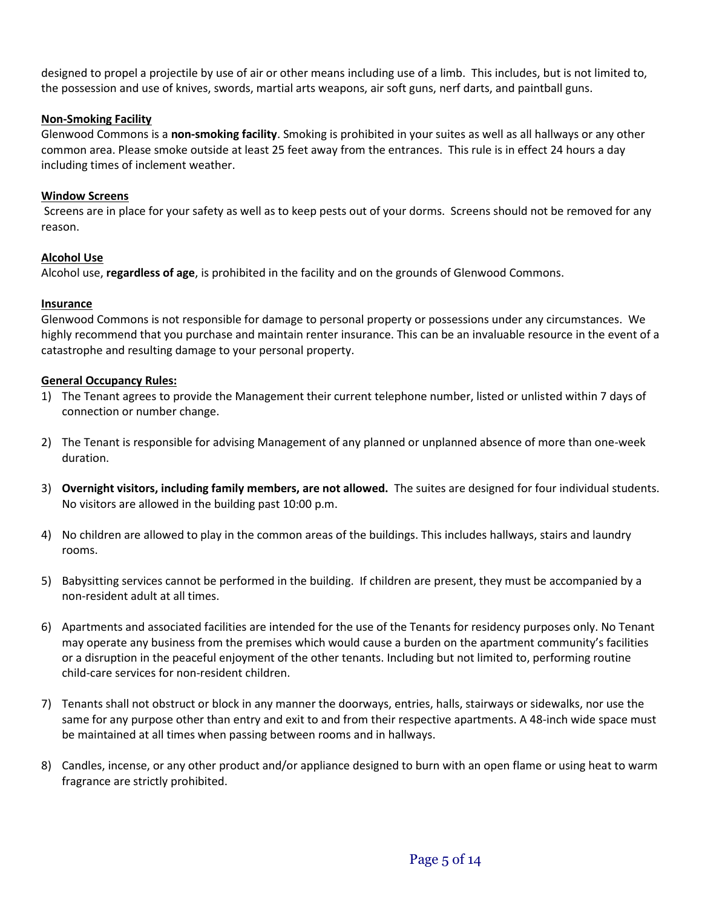designed to propel a projectile by use of air or other means including use of a limb. This includes, but is not limited to, the possession and use of knives, swords, martial arts weapons, air soft guns, nerf darts, and paintball guns.

**Non-Smoking Facility**

Glenwood Commons is a **non-smoking facility**. Smoking is prohibited in your suites as well as all hallways or any other common area. Please smoke outside at least 25 feet away from the entrances. This rule is in effect 24 hours a day including times of inclement weather.

**Window Screens**

Screens are in place for your safety as well as to keep pests out of your dorms. Screens should not be removed for any reason.

**Alcohol Use**

Alcohol use, **regardless of age**, is prohibited in the facility and on the grounds of Glenwood Commons.

**Insurance**

Glenwood Commons is not responsible for damage to personal property or possessions under any circumstances. We highly recommend that you purchase and maintain renter insurance. This can be an invaluable resource in the event of a catastrophe and resulting damage to your personal property.

**General Occupancy Rules:**

1) The Tenant agrees to provide the Management their current telephone number, listed or unlisted within 7 days of connection or number change.

2) The Tenant is responsible for advising Management of any planned or unplanned absence of more than one-week duration.

3) **Overnight visitors, including family members, are not allowed.** The suites are designed for four individual students. No visitors are allowed in the building past 10:00 p.m.

4) No children are allowed to play in the common areas of the buildings. This includes hallways, stairs and laundry rooms.

5) Babysitting services cannot be performed in the building. If children are present, they must be accompanied by a non-resident adult at all times.

6) Apartments and associated facilities are intended for the use of the Tenants for residency purposes only. No Tenant may operate any business from the premises which would cause a burden on the apartment community's facilities or a disruption in the peaceful enjoyment of the other tenants. Including but not limited to, performing routine child-care services for non-resident children.

7) Tenants shall not obstruct or block in any manner the doorways, entries, halls, stairways or sidewalks, nor use the same for any purpose other than entry and exit to and from their respective apartments. A 48-inch wide space must be maintained at all times when passing between rooms and in hallways.

8) Candles, incense, or any other product and/or appliance designed to burn with an open flame or using heat to warm fragrance are strictly prohibited.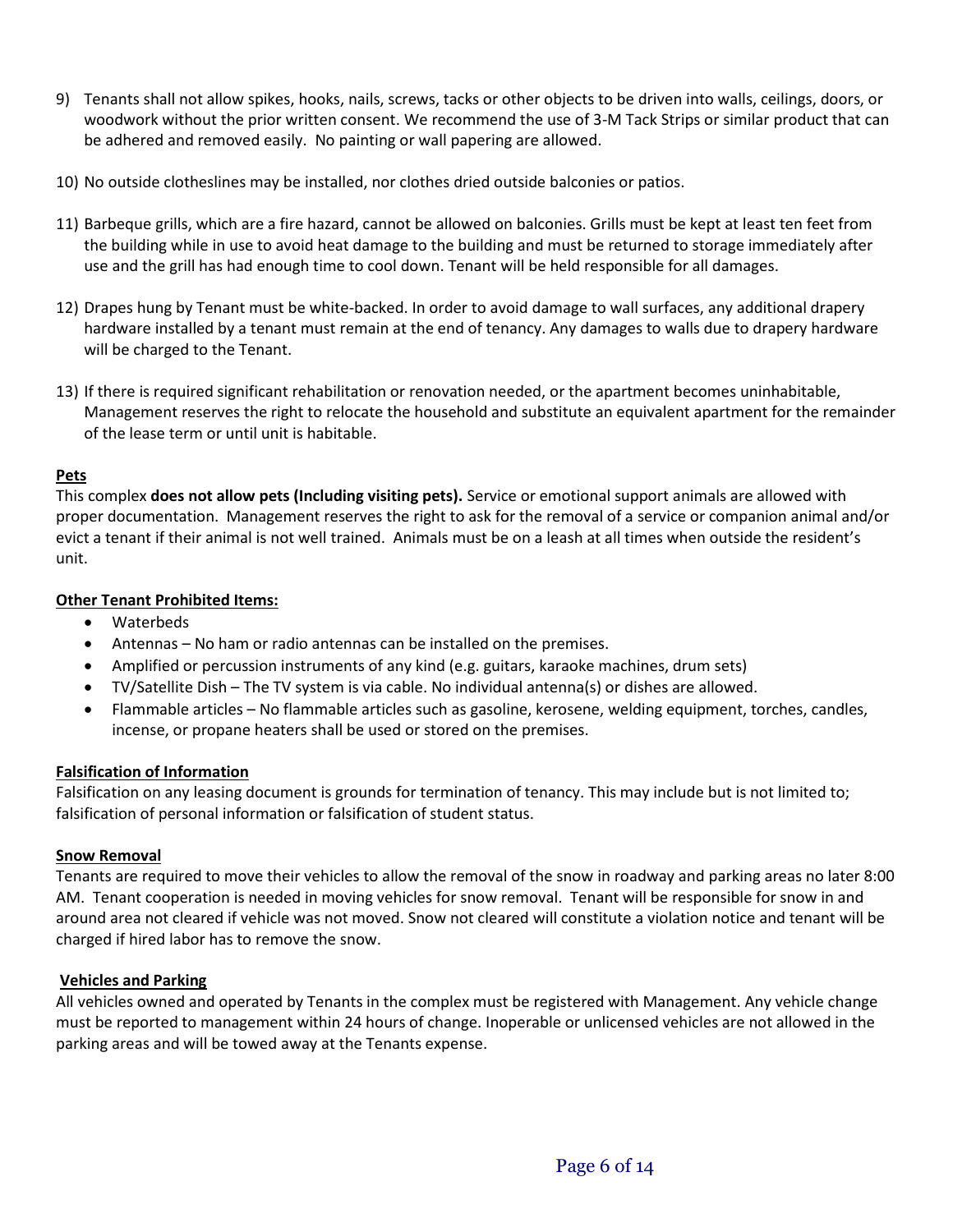9) Tenants shall not allow spikes, hooks, nails, screws, tacks or other objects to be driven into walls, ceilings, doors, or woodwork without the prior written consent. We recommend the use of 3-M Tack Strips or similar product that can be adhered and removed easily. No painting or wall papering are allowed.

10) No outside clotheslines may be installed, nor clothes dried outside balconies or patios.

11) Barbeque grills, which are a fire hazard, cannot be allowed on balconies. Grills must be kept at least ten feet from the building while in use to avoid heat damage to the building and must be returned to storage immediately after use and the grill has had enough time to cool down. Tenant will be held responsible for all damages.

12) Drapes hung by Tenant must be white-backed. In order to avoid damage to wall surfaces, any additional drapery hardware installed by a tenant must remain at the end of tenancy. Any damages to walls due to drapery hardware will be charged to the Tenant.

13) If there is required significant rehabilitation or renovation needed, or the apartment becomes uninhabitable, Management reserves the right to relocate the household and substitute an equivalent apartment for the remainder of the lease term or until unit is habitable.

**Pets**

This complex **does not allow pets (Including visiting pets).** Service or emotional support animals are allowed with proper documentation. Management reserves the right to ask for the removal of a service or companion animal and/or evict a tenant if their animal is not well trained. Animals must be on a leash at all times when outside the resident's unit.

**Other Tenant Prohibited Items:**

- Waterbeds
- Antennas – No ham or radio antennas can be installed on the premises.
- Amplified or percussion instruments of any kind (e.g. guitars, karaoke machines, drum sets)
- TV/Satellite Dish – The TV system is via cable. No individual antenna(s) or dishes are allowed.
- Flammable articles – No flammable articles such as gasoline, kerosene, welding equipment, torches, candles, incense, or propane heaters shall be used or stored on the premises.

**Falsification of Information**

Falsification on any leasing document is grounds for termination of tenancy. This may include but is not limited to; falsification of personal information or falsification of student status.

**Snow Removal**

Tenants are required to move their vehicles to allow the removal of the snow in roadway and parking areas no later 8:00 AM. Tenant cooperation is needed in moving vehicles for snow removal. Tenant will be responsible for snow in and around area not cleared if vehicle was not moved. Snow not cleared will constitute a violation notice and tenant will be charged if hired labor has to remove the snow.

**Vehicles and Parking**

All vehicles owned and operated by Tenants in the complex must be registered with Management. Any vehicle change must be reported to management within 24 hours of change. Inoperable or unlicensed vehicles are not allowed in the parking areas and will be towed away at the Tenants expense.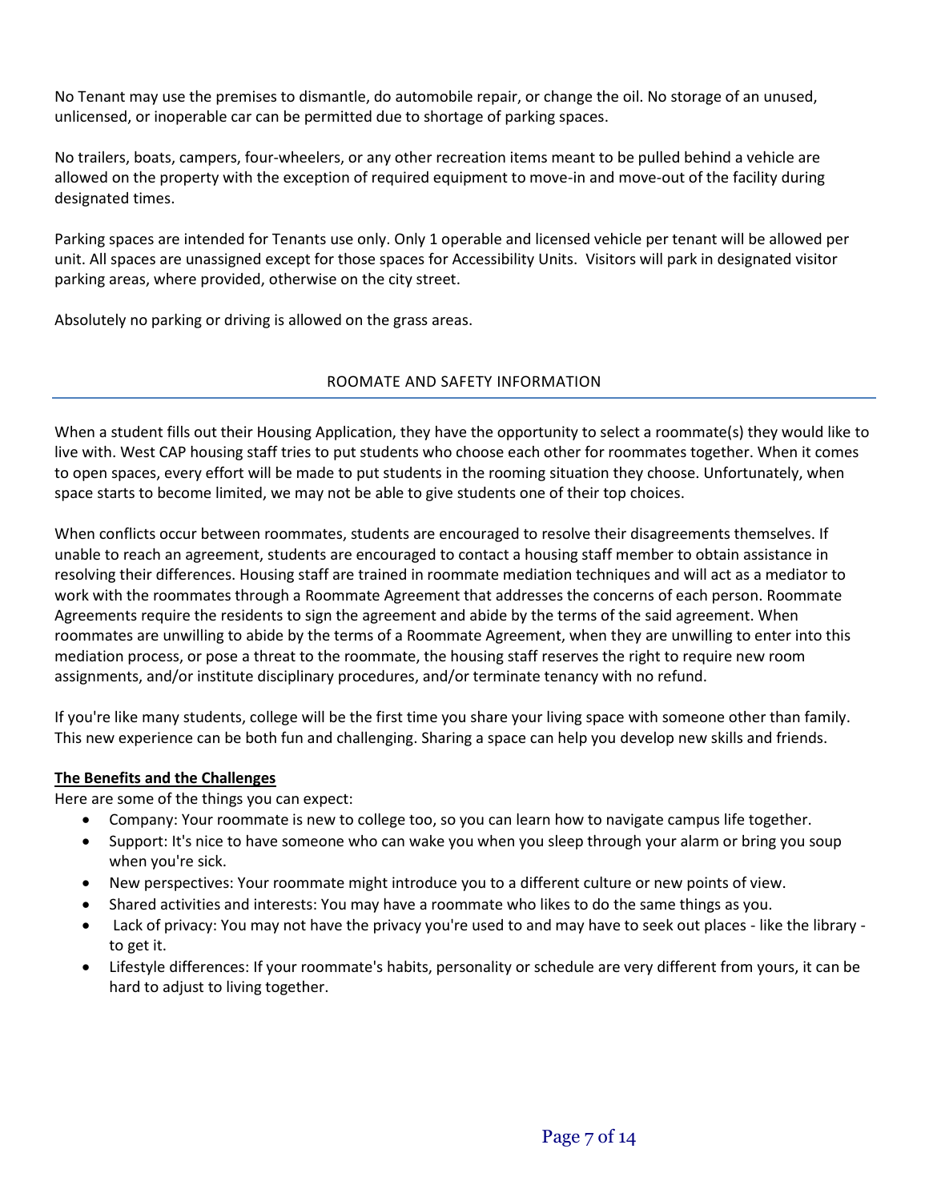No Tenant may use the premises to dismantle, do automobile repair, or change the oil. No storage of an unused, unlicensed, or inoperable car can be permitted due to shortage of parking spaces.

No trailers, boats, campers, four-wheelers, or any other recreation items meant to be pulled behind a vehicle are allowed on the property with the exception of required equipment to move-in and move-out of the facility during designated times.

Parking spaces are intended for Tenants use only. Only 1 operable and licensed vehicle per tenant will be allowed per unit. All spaces are unassigned except for those spaces for Accessibility Units. Visitors will park in designated visitor parking areas, where provided, otherwise on the city street.

Absolutely no parking or driving is allowed on the grass areas.

## ROOMATE AND SAFETY INFORMATION

When a student fills out their Housing Application, they have the opportunity to select a roommate(s) they would like to live with. West CAP housing staff tries to put students who choose each other for roommates together. When it comes to open spaces, every effort will be made to put students in the rooming situation they choose. Unfortunately, when space starts to become limited, we may not be able to give students one of their top choices.

When conflicts occur between roommates, students are encouraged to resolve their disagreements themselves. If unable to reach an agreement, students are encouraged to contact a housing staff member to obtain assistance in resolving their differences. Housing staff are trained in roommate mediation techniques and will act as a mediator to work with the roommates through a Roommate Agreement that addresses the concerns of each person. Roommate Agreements require the residents to sign the agreement and abide by the terms of the said agreement. When roommates are unwilling to abide by the terms of a Roommate Agreement, when they are unwilling to enter into this mediation process, or pose a threat to the roommate, the housing staff reserves the right to require new room assignments, and/or institute disciplinary procedures, and/or terminate tenancy with no refund.

If you're like many students, college will be the first time you share your living space with someone other than family. This new experience can be both fun and challenging. Sharing a space can help you develop new skills and friends.

**The Benefits and the Challenges**

Here are some of the things you can expect:

- Company: Your roommate is new to college too, so you can learn how to navigate campus life together.
- Support: It's nice to have someone who can wake you when you sleep through your alarm or bring you soup when you're sick.
- New perspectives: Your roommate might introduce you to a different culture or new points of view.
- Shared activities and interests: You may have a roommate who likes to do the same things as you.
- Lack of privacy: You may not have the privacy you're used to and may have to seek out places - like the library - to get it.
- Lifestyle differences: If your roommate's habits, personality or schedule are very different from yours, it can be hard to adjust to living together.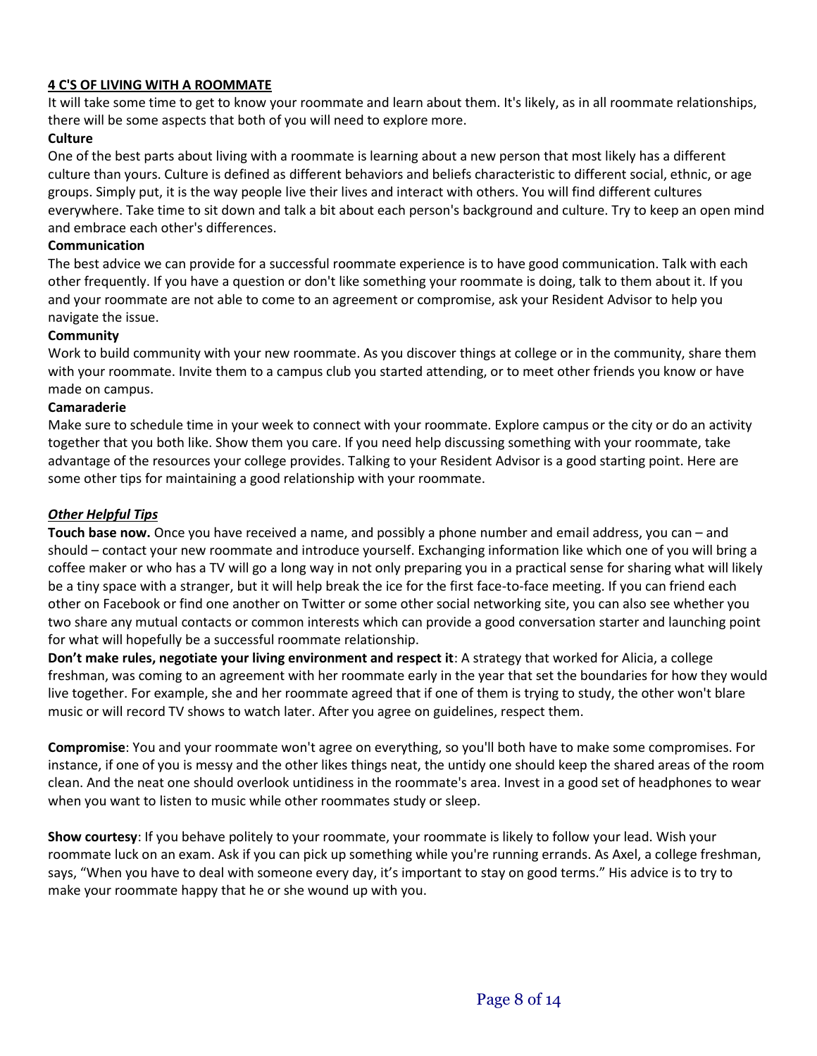## 4 C'S OF LIVING WITH A ROOMMATE

It will take some time to get to know your roommate and learn about them. It's likely, as in all roommate relationships, there will be some aspects that both of you will need to explore more.

### Culture

One of the best parts about living with a roommate is learning about a new person that most likely has a different culture than yours. Culture is defined as different behaviors and beliefs characteristic to different social, ethnic, or age groups. Simply put, it is the way people live their lives and interact with others. You will find different cultures everywhere. Take time to sit down and talk a bit about each person's background and culture. Try to keep an open mind and embrace each other's differences.

### Communication

The best advice we can provide for a successful roommate experience is to have good communication. Talk with each other frequently. If you have a question or don't like something your roommate is doing, talk to them about it. If you and your roommate are not able to come to an agreement or compromise, ask your Resident Advisor to help you navigate the issue.

### Community

Work to build community with your new roommate. As you discover things at college or in the community, share them with your roommate. Invite them to a campus club you started attending, or to meet other friends you know or have made on campus.

### Camaraderie

Make sure to schedule time in your week to connect with your roommate. Explore campus or the city or do an activity together that you both like. Show them you care. If you need help discussing something with your roommate, take advantage of the resources your college provides. Talking to your Resident Advisor is a good starting point. Here are some other tips for maintaining a good relationship with your roommate.

### *Other Helpful Tips*

**Touch base now.** Once you have received a name, and possibly a phone number and email address, you can – and should – contact your new roommate and introduce yourself. Exchanging information like which one of you will bring a coffee maker or who has a TV will go a long way in not only preparing you in a practical sense for sharing what will likely be a tiny space with a stranger, but it will help break the ice for the first face-to-face meeting. If you can friend each other on Facebook or find one another on Twitter or some other social networking site, you can also see whether you two share any mutual contacts or common interests which can provide a good conversation starter and launching point for what will hopefully be a successful roommate relationship.

**Don't make rules, negotiate your living environment and respect it**: A strategy that worked for Alicia, a college freshman, was coming to an agreement with her roommate early in the year that set the boundaries for how they would live together. For example, she and her roommate agreed that if one of them is trying to study, the other won't blare music or will record TV shows to watch later. After you agree on guidelines, respect them.

**Compromise**: You and your roommate won't agree on everything, so you'll both have to make some compromises. For instance, if one of you is messy and the other likes things neat, the untidy one should keep the shared areas of the room clean. And the neat one should overlook untidiness in the roommate's area. Invest in a good set of headphones to wear when you want to listen to music while other roommates study or sleep.

**Show courtesy**: If you behave politely to your roommate, your roommate is likely to follow your lead. Wish your roommate luck on an exam. Ask if you can pick up something while you're running errands. As Axel, a college freshman, says, "When you have to deal with someone every day, it's important to stay on good terms." His advice is to try to make your roommate happy that he or she wound up with you.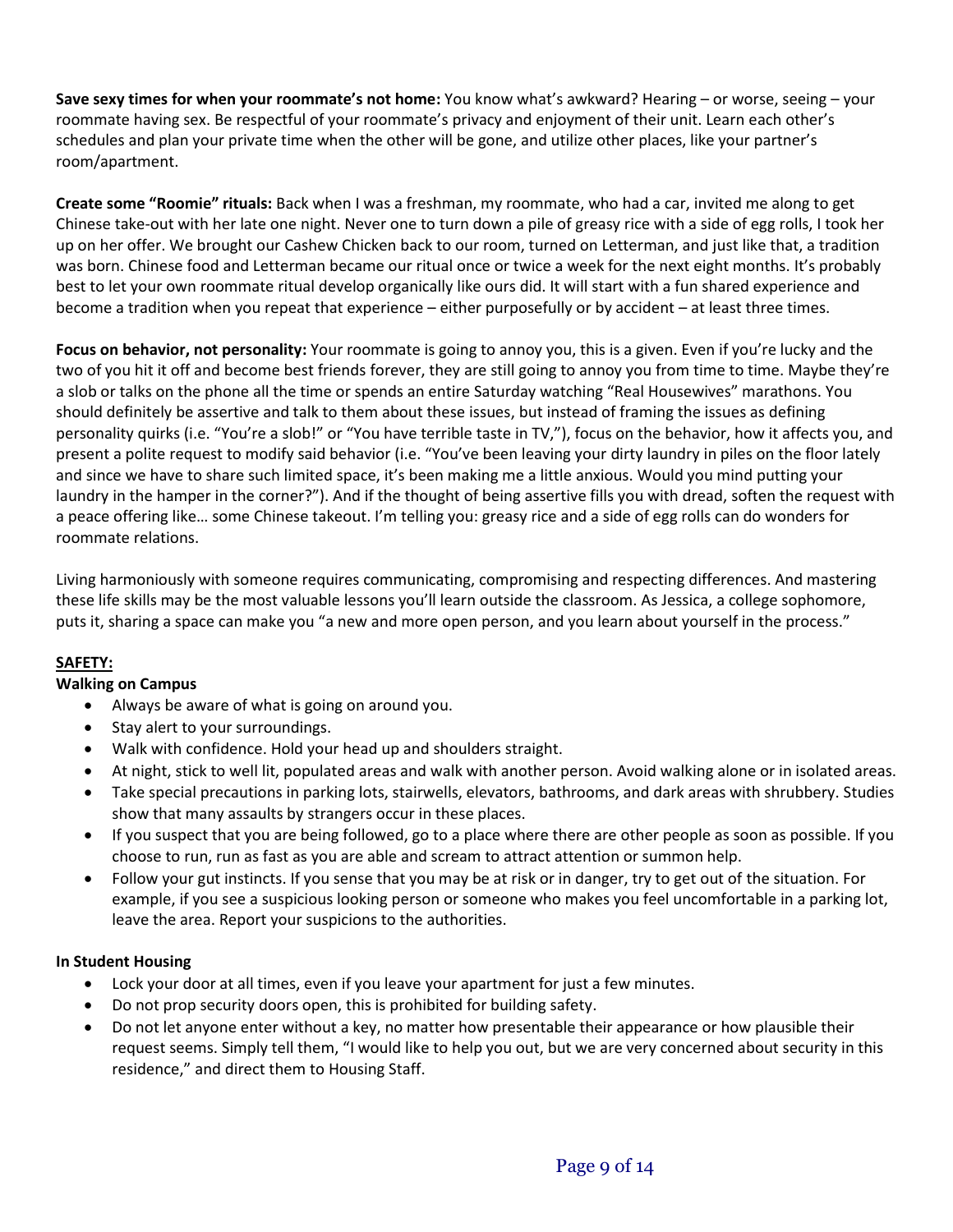**Save sexy times for when your roommate's not home:** You know what's awkward? Hearing – or worse, seeing – your roommate having sex. Be respectful of your roommate's privacy and enjoyment of their unit. Learn each other's schedules and plan your private time when the other will be gone, and utilize other places, like your partner's room/apartment.

**Create some "Roomie" rituals:** Back when I was a freshman, my roommate, who had a car, invited me along to get Chinese take-out with her late one night. Never one to turn down a pile of greasy rice with a side of egg rolls, I took her up on her offer. We brought our Cashew Chicken back to our room, turned on Letterman, and just like that, a tradition was born. Chinese food and Letterman became our ritual once or twice a week for the next eight months. It's probably best to let your own roommate ritual develop organically like ours did. It will start with a fun shared experience and become a tradition when you repeat that experience – either purposefully or by accident – at least three times.

**Focus on behavior, not personality:** Your roommate is going to annoy you, this is a given. Even if you're lucky and the two of you hit it off and become best friends forever, they are still going to annoy you from time to time. Maybe they're a slob or talks on the phone all the time or spends an entire Saturday watching "Real Housewives" marathons. You should definitely be assertive and talk to them about these issues, but instead of framing the issues as defining personality quirks (i.e. "You're a slob!" or "You have terrible taste in TV,"), focus on the behavior, how it affects you, and present a polite request to modify said behavior (i.e. "You've been leaving your dirty laundry in piles on the floor lately and since we have to share such limited space, it's been making me a little anxious. Would you mind putting your laundry in the hamper in the corner?"). And if the thought of being assertive fills you with dread, soften the request with a peace offering like… some Chinese takeout. I'm telling you: greasy rice and a side of egg rolls can do wonders for roommate relations.

Living harmoniously with someone requires communicating, compromising and respecting differences. And mastering these life skills may be the most valuable lessons you'll learn outside the classroom. As Jessica, a college sophomore, puts it, sharing a space can make you "a new and more open person, and you learn about yourself in the process."

## SAFETY:

### Walking on Campus

- Always be aware of what is going on around you.
- Stay alert to your surroundings.
- Walk with confidence. Hold your head up and shoulders straight.
- At night, stick to well lit, populated areas and walk with another person. Avoid walking alone or in isolated areas.
- Take special precautions in parking lots, stairwells, elevators, bathrooms, and dark areas with shrubbery. Studies show that many assaults by strangers occur in these places.
- If you suspect that you are being followed, go to a place where there are other people as soon as possible. If you choose to run, run as fast as you are able and scream to attract attention or summon help.
- Follow your gut instincts. If you sense that you may be at risk or in danger, try to get out of the situation. For example, if you see a suspicious looking person or someone who makes you feel uncomfortable in a parking lot, leave the area. Report your suspicions to the authorities.

### In Student Housing

- Lock your door at all times, even if you leave your apartment for just a few minutes.
- Do not prop security doors open, this is prohibited for building safety.
- Do not let anyone enter without a key, no matter how presentable their appearance or how plausible their request seems. Simply tell them, "I would like to help you out, but we are very concerned about security in this residence," and direct them to Housing Staff.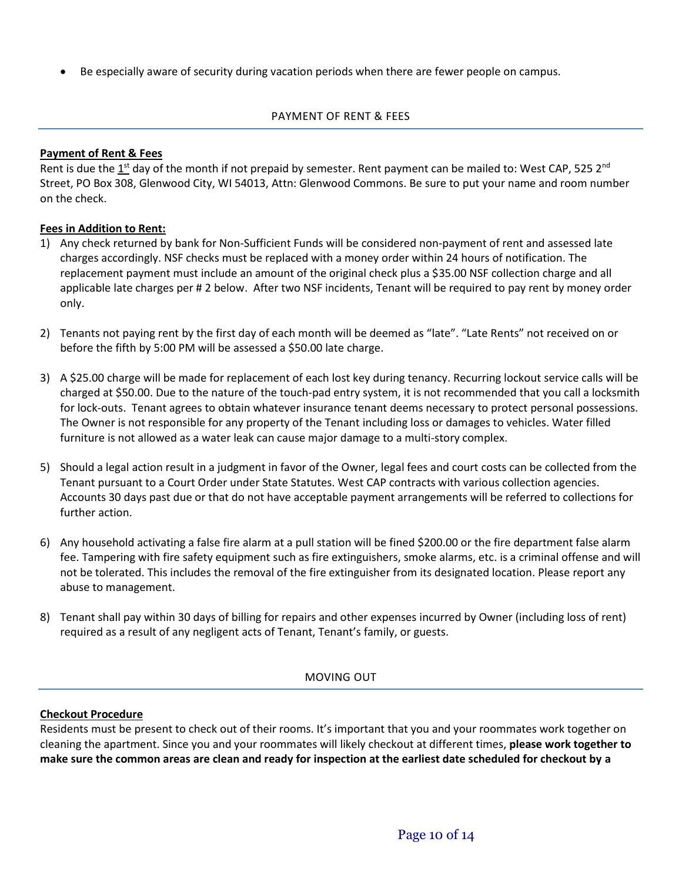- Be especially aware of security during vacation periods when there are fewer people on campus.

## PAYMENT OF RENT & FEES

**Payment of Rent & Fees**

Rent is due the 1st day of the month if not prepaid by semester. Rent payment can be mailed to: West CAP, 525 2nd Street, PO Box 308, Glenwood City, WI 54013, Attn: Glenwood Commons. Be sure to put your name and room number on the check.

**Fees in Addition to Rent:**

1) Any check returned by bank for Non-Sufficient Funds will be considered non-payment of rent and assessed late charges accordingly. NSF checks must be replaced with a money order within 24 hours of notification. The replacement payment must include an amount of the original check plus a $35.00 NSF collection charge and all applicable late charges per # 2 below. After two NSF incidents, Tenant will be required to pay rent by money order only.

2) Tenants not paying rent by the first day of each month will be deemed as "late". "Late Rents" not received on or before the fifth by 5:00 PM will be assessed a $50.00 late charge.

3) A $25.00 charge will be made for replacement of each lost key during tenancy. Recurring lockout service calls will be charged at $50.00. Due to the nature of the touch-pad entry system, it is not recommended that you call a locksmith for lock-outs. Tenant agrees to obtain whatever insurance tenant deems necessary to protect personal possessions. The Owner is not responsible for any property of the Tenant including loss or damages to vehicles. Water filled furniture is not allowed as a water leak can cause major damage to a multi-story complex.

5) Should a legal action result in a judgment in favor of the Owner, legal fees and court costs can be collected from the Tenant pursuant to a Court Order under State Statutes. West CAP contracts with various collection agencies. Accounts 30 days past due or that do not have acceptable payment arrangements will be referred to collections for further action.

6) Any household activating a false fire alarm at a pull station will be fined $200.00 or the fire department false alarm fee. Tampering with fire safety equipment such as fire extinguishers, smoke alarms, etc. is a criminal offense and will not be tolerated. This includes the removal of the fire extinguisher from its designated location. Please report any abuse to management.

8) Tenant shall pay within 30 days of billing for repairs and other expenses incurred by Owner (including loss of rent) required as a result of any negligent acts of Tenant, Tenant's family, or guests.

## MOVING OUT

**Checkout Procedure**

Residents must be present to check out of their rooms. It's important that you and your roommates work together on cleaning the apartment. Since you and your roommates will likely checkout at different times, **please work together to make sure the common areas are clean and ready for inspection at the earliest date scheduled for checkout by a**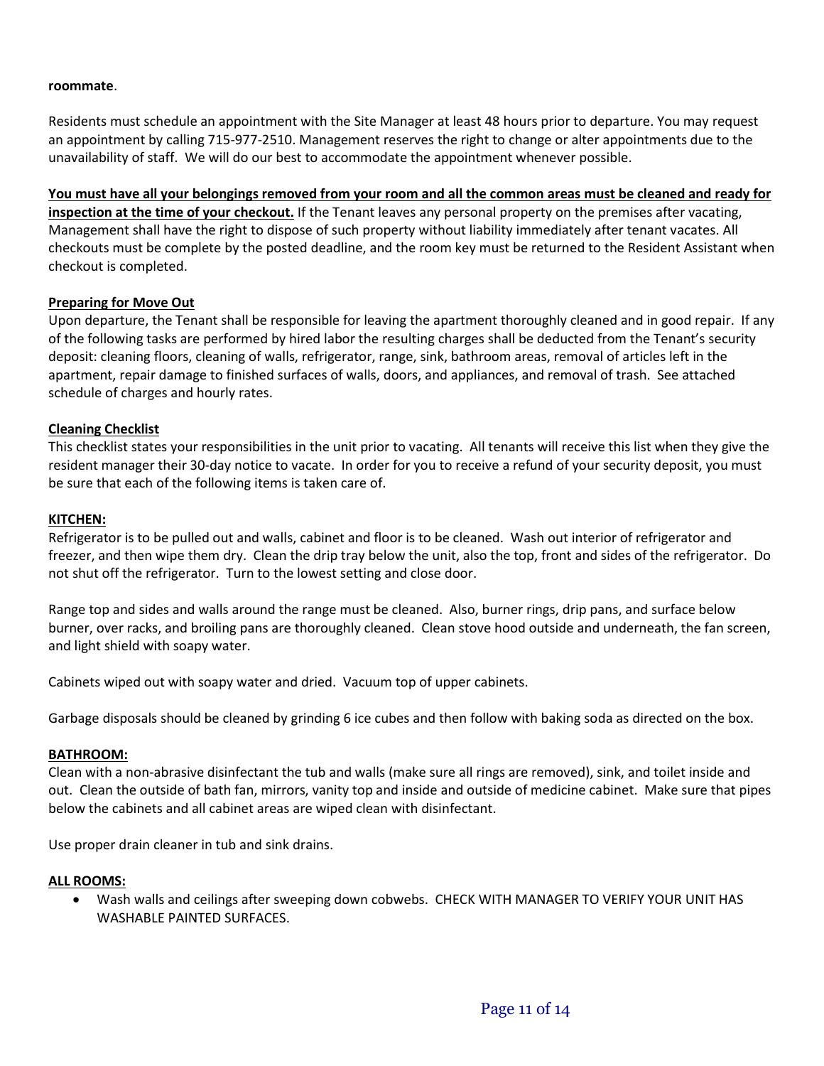**roommate**.

Residents must schedule an appointment with the Site Manager at least 48 hours prior to departure. You may request an appointment by calling 715-977-2510. Management reserves the right to change or alter appointments due to the unavailability of staff. We will do our best to accommodate the appointment whenever possible.

**<u>You must have all your belongings removed from your room and all the common areas must be cleaned and ready for inspection at the time of your checkout.</u>** If the Tenant leaves any personal property on the premises after vacating, Management shall have the right to dispose of such property without liability immediately after tenant vacates. All checkouts must be complete by the posted deadline, and the room key must be returned to the Resident Assistant when checkout is completed.

**<u>Preparing for Move Out</u>**

Upon departure, the Tenant shall be responsible for leaving the apartment thoroughly cleaned and in good repair. If any of the following tasks are performed by hired labor the resulting charges shall be deducted from the Tenant's security deposit: cleaning floors, cleaning of walls, refrigerator, range, sink, bathroom areas, removal of articles left in the apartment, repair damage to finished surfaces of walls, doors, and appliances, and removal of trash. See attached schedule of charges and hourly rates.

**<u>Cleaning Checklist</u>**

This checklist states your responsibilities in the unit prior to vacating. All tenants will receive this list when they give the resident manager their 30-day notice to vacate. In order for you to receive a refund of your security deposit, you must be sure that each of the following items is taken care of.

**<u>KITCHEN:</u>**

Refrigerator is to be pulled out and walls, cabinet and floor is to be cleaned. Wash out interior of refrigerator and freezer, and then wipe them dry. Clean the drip tray below the unit, also the top, front and sides of the refrigerator. Do not shut off the refrigerator. Turn to the lowest setting and close door.

Range top and sides and walls around the range must be cleaned. Also, burner rings, drip pans, and surface below burner, over racks, and broiling pans are thoroughly cleaned. Clean stove hood outside and underneath, the fan screen, and light shield with soapy water.

Cabinets wiped out with soapy water and dried. Vacuum top of upper cabinets.

Garbage disposals should be cleaned by grinding 6 ice cubes and then follow with baking soda as directed on the box.

**<u>BATHROOM:</u>**

Clean with a non-abrasive disinfectant the tub and walls (make sure all rings are removed), sink, and toilet inside and out. Clean the outside of bath fan, mirrors, vanity top and inside and outside of medicine cabinet. Make sure that pipes below the cabinets and all cabinet areas are wiped clean with disinfectant.

Use proper drain cleaner in tub and sink drains.

**<u>ALL ROOMS:</u>**

- Wash walls and ceilings after sweeping down cobwebs. CHECK WITH MANAGER TO VERIFY YOUR UNIT HAS WASHABLE PAINTED SURFACES.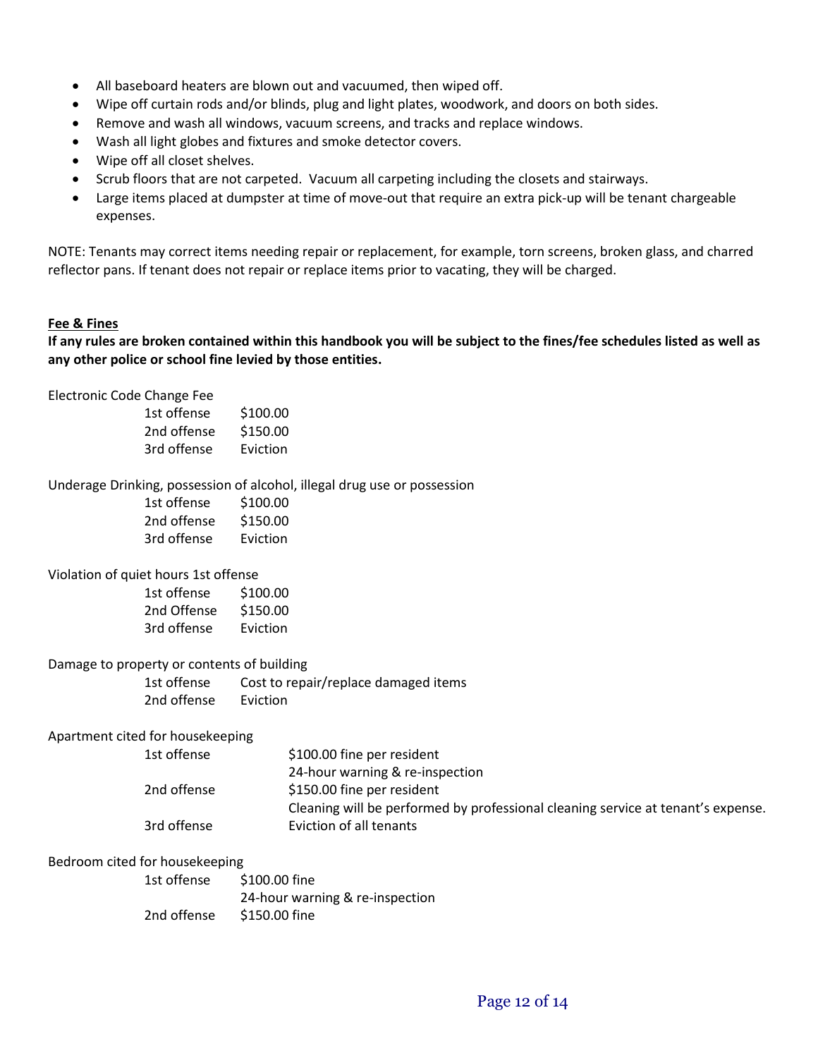- All baseboard heaters are blown out and vacuumed, then wiped off.
- Wipe off curtain rods and/or blinds, plug and light plates, woodwork, and doors on both sides.
- Remove and wash all windows, vacuum screens, and tracks and replace windows.
- Wash all light globes and fixtures and smoke detector covers.
- Wipe off all closet shelves.
- Scrub floors that are not carpeted. Vacuum all carpeting including the closets and stairways.
- Large items placed at dumpster at time of move-out that require an extra pick-up will be tenant chargeable expenses.

NOTE: Tenants may correct items needing repair or replacement, for example, torn screens, broken glass, and charred reflector pans. If tenant does not repair or replace items prior to vacating, they will be charged.

**Fee & Fines**

**If any rules are broken contained within this handbook you will be subject to the fines/fee schedules listed as well as any other police or school fine levied by those entities.**

Electronic Code Change Fee

| | |
|---|---|
| 1st offense | $100.00 |
| 2nd offense | $150.00 |
| 3rd offense | Eviction |

Underage Drinking, possession of alcohol, illegal drug use or possession

| | |
|---|---|
| 1st offense | $100.00 |
| 2nd offense | $150.00 |
| 3rd offense | Eviction |

Violation of quiet hours 1st offense

| | |
|---|---|
| 1st offense | $100.00 |
| 2nd Offense | $150.00 |
| 3rd offense | Eviction |

Damage to property or contents of building

| | |
|---|---|
| 1st offense | Cost to repair/replace damaged items |
| 2nd offense | Eviction |

Apartment cited for housekeeping

| | |
|---|---|
| 1st offense | $100.00 fine per resident<br>24-hour warning & re-inspection |
| 2nd offense | $150.00 fine per resident<br>Cleaning will be performed by professional cleaning service at tenant's expense. |
| 3rd offense | Eviction of all tenants |

Bedroom cited for housekeeping

| | |
|---|---|
| 1st offense | $100.00 fine<br>24-hour warning & re-inspection |
| 2nd offense | $150.00 fine |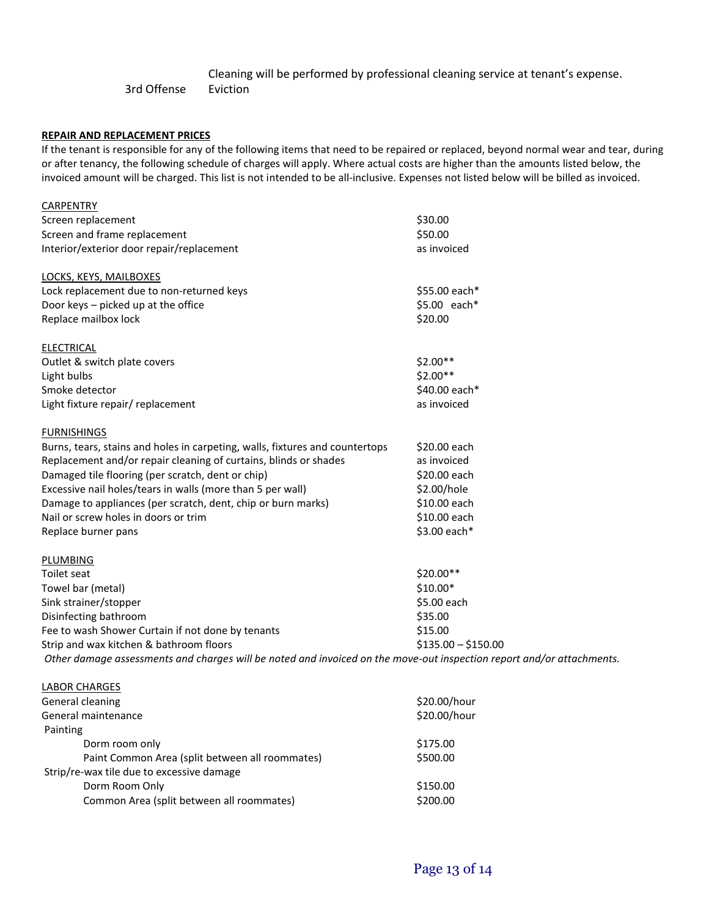| | |
|---|---|
| | Cleaning will be performed by professional cleaning service at tenant's expense. |
| 3rd Offense | Eviction |

**REPAIR AND REPLACEMENT PRICES**

If the tenant is responsible for any of the following items that need to be repaired or replaced, beyond normal wear and tear, during or after tenancy, the following schedule of charges will apply. Where actual costs are higher than the amounts listed below, the invoiced amount will be charged. This list is not intended to be all-inclusive. Expenses not listed below will be billed as invoiced.

| Item | Charge |
|---|---|
| CARPENTRY | |
| Screen replacement | $30.00 |
| Screen and frame replacement | $50.00 |
| Interior/exterior door repair/replacement | as invoiced |
| LOCKS, KEYS, MAILBOXES | |
| Lock replacement due to non-returned keys | $55.00 each* |
| Door keys – picked up at the office | $5.00 each* |
| Replace mailbox lock | $20.00 |
| ELECTRICAL | |
| Outlet & switch plate covers | $2.00** |
| Light bulbs | $2.00** |
| Smoke detector | $40.00 each* |
| Light fixture repair/ replacement | as invoiced |
| FURNISHINGS | |
| Burns, tears, stains and holes in carpeting, walls, fixtures and countertops | $20.00 each |
| Replacement and/or repair cleaning of curtains, blinds or shades | as invoiced |
| Damaged tile flooring (per scratch, dent or chip) | $20.00 each |
| Excessive nail holes/tears in walls (more than 5 per wall) | $2.00/hole |
| Damage to appliances (per scratch, dent, chip or burn marks) | $10.00 each |
| Nail or screw holes in doors or trim | $10.00 each |
| Replace burner pans | $3.00 each* |
| PLUMBING | |
| Toilet seat | $20.00** |
| Towel bar (metal) | $10.00* |
| Sink strainer/stopper | $5.00 each |
| Disinfecting bathroom | $35.00 |
| Fee to wash Shower Curtain if not done by tenants | $15.00 |
| Strip and wax kitchen & bathroom floors | $135.00 – $150.00 |

*Other damage assessments and charges will be noted and invoiced on the move-out inspection report and/or attachments.*

| Item | Charge |
|---|---|
| LABOR CHARGES | |
| General cleaning | $20.00/hour |
| General maintenance | $20.00/hour |
| Painting | |
| Dorm room only | $175.00 |
| Paint Common Area (split between all roommates) | $500.00 |
| Strip/re-wax tile due to excessive damage | |
| Dorm Room Only | $150.00 |
| Common Area (split between all roommates) | $200.00 |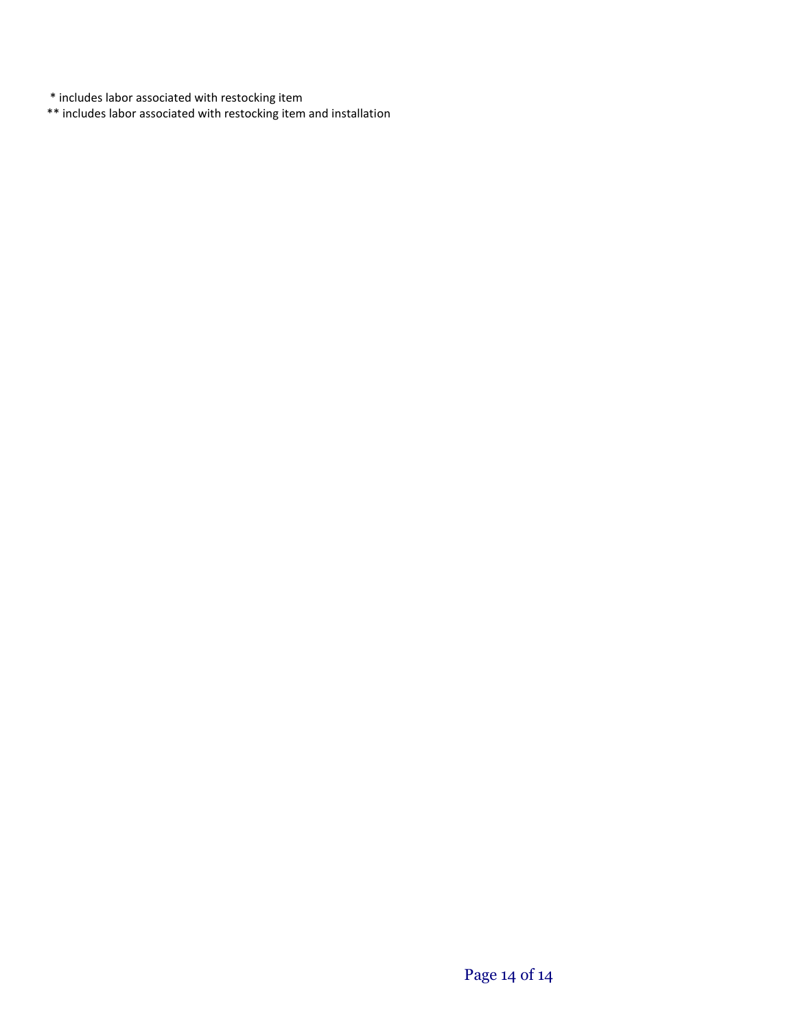* includes labor associated with restocking item

** includes labor associated with restocking item and installation